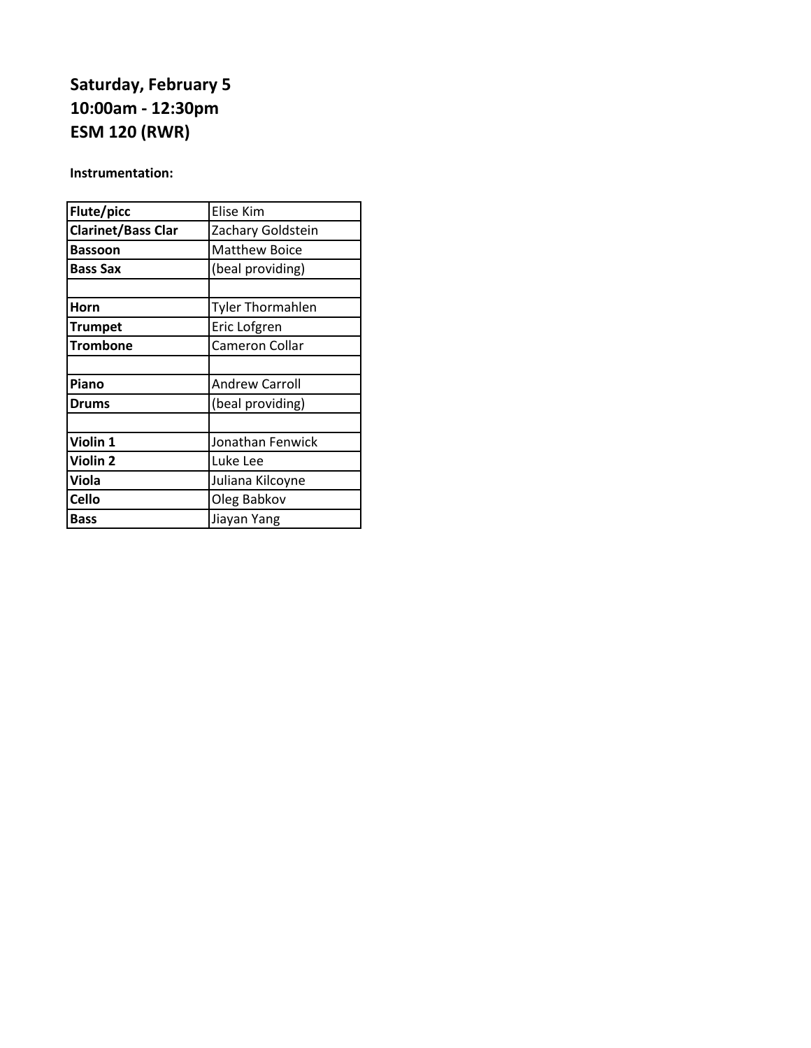**Saturday, February 5**
**10:00am - 12:30pm**
**ESM 120 (RWR)**

**Instrumentation:**

| | |
|---|---|
| **Flute/picc** | Elise Kim |
| **Clarinet/Bass Clar** | Zachary Goldstein |
| **Bassoon** | Matthew Boice |
| **Bass Sax** | (beal providing) |
| | |
| **Horn** | Tyler Thormahlen |
| **Trumpet** | Eric Lofgren |
| **Trombone** | Cameron Collar |
| | |
| **Piano** | Andrew Carroll |
| **Drums** | (beal providing) |
| | |
| **Violin 1** | Jonathan Fenwick |
| **Violin 2** | Luke Lee |
| **Viola** | Juliana Kilcoyne |
| **Cello** | Oleg Babkov |
| **Bass** | Jiayan Yang |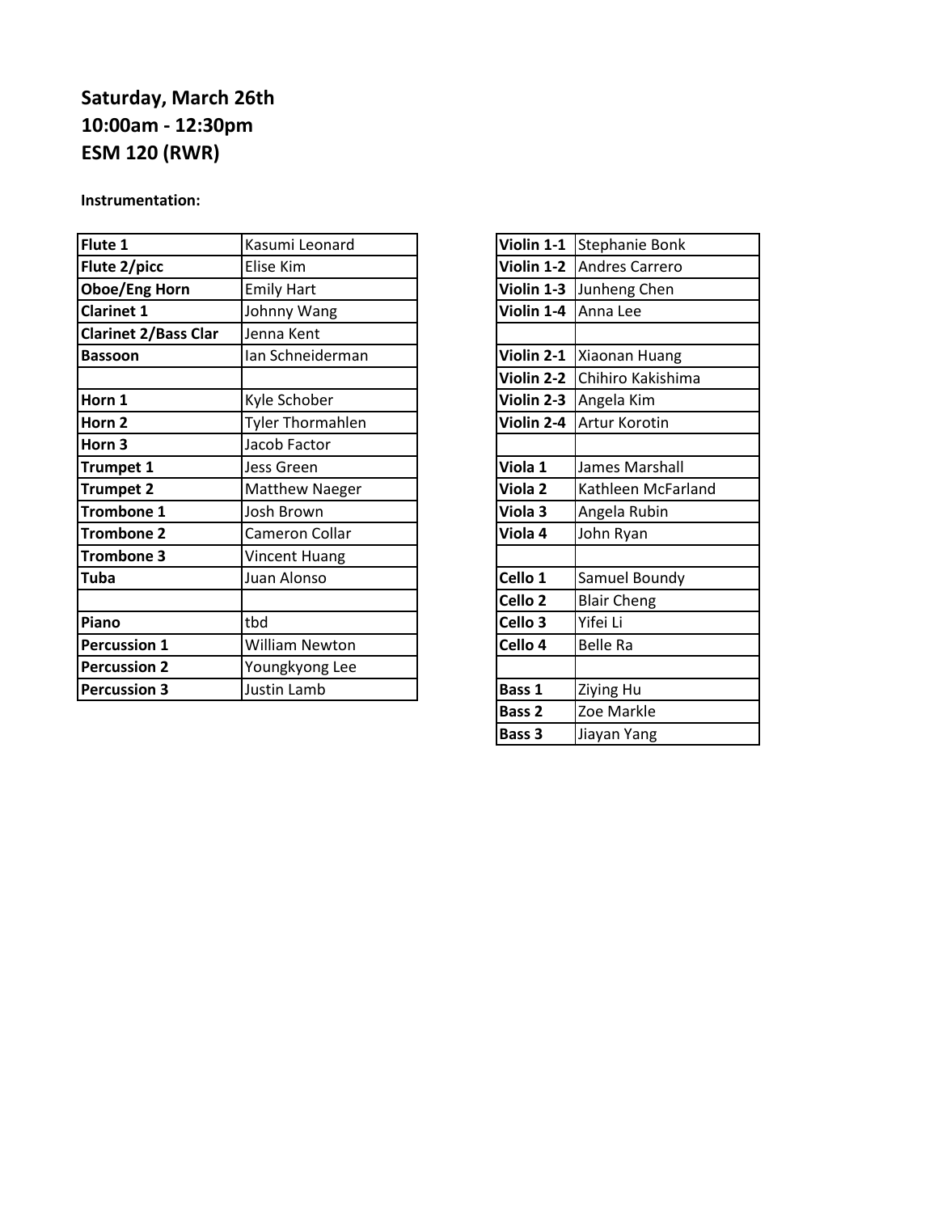**Saturday, March 26th**
**10:00am - 12:30pm**
**ESM 120 (RWR)**

**Instrumentation:**

| | |
|---|---|
| **Flute 1** | Kasumi Leonard |
| **Flute 2/picc** | Elise Kim |
| **Oboe/Eng Horn** | Emily Hart |
| **Clarinet 1** | Johnny Wang |
| **Clarinet 2/Bass Clar** | Jenna Kent |
| **Bassoon** | Ian Schneiderman |
| | |
| **Horn 1** | Kyle Schober |
| **Horn 2** | Tyler Thormahlen |
| **Horn 3** | Jacob Factor |
| **Trumpet 1** | Jess Green |
| **Trumpet 2** | Matthew Naeger |
| **Trombone 1** | Josh Brown |
| **Trombone 2** | Cameron Collar |
| **Trombone 3** | Vincent Huang |
| **Tuba** | Juan Alonso |
| | |
| **Piano** | tbd |
| **Percussion 1** | William Newton |
| **Percussion 2** | Youngkyong Lee |
| **Percussion 3** | Justin Lamb |

| | |
|---|---|
| **Violin 1-1** | Stephanie Bonk |
| **Violin 1-2** | Andres Carrero |
| **Violin 1-3** | Junheng Chen |
| **Violin 1-4** | Anna Lee |
| | |
| **Violin 2-1** | Xiaonan Huang |
| **Violin 2-2** | Chihiro Kakishima |
| **Violin 2-3** | Angela Kim |
| **Violin 2-4** | Artur Korotin |
| | |
| **Viola 1** | James Marshall |
| **Viola 2** | Kathleen McFarland |
| **Viola 3** | Angela Rubin |
| **Viola 4** | John Ryan |
| | |
| **Cello 1** | Samuel Boundy |
| **Cello 2** | Blair Cheng |
| **Cello 3** | Yifei Li |
| **Cello 4** | Belle Ra |
| | |
| **Bass 1** | Ziying Hu |
| **Bass 2** | Zoe Markle |
| **Bass 3** | Jiayan Yang |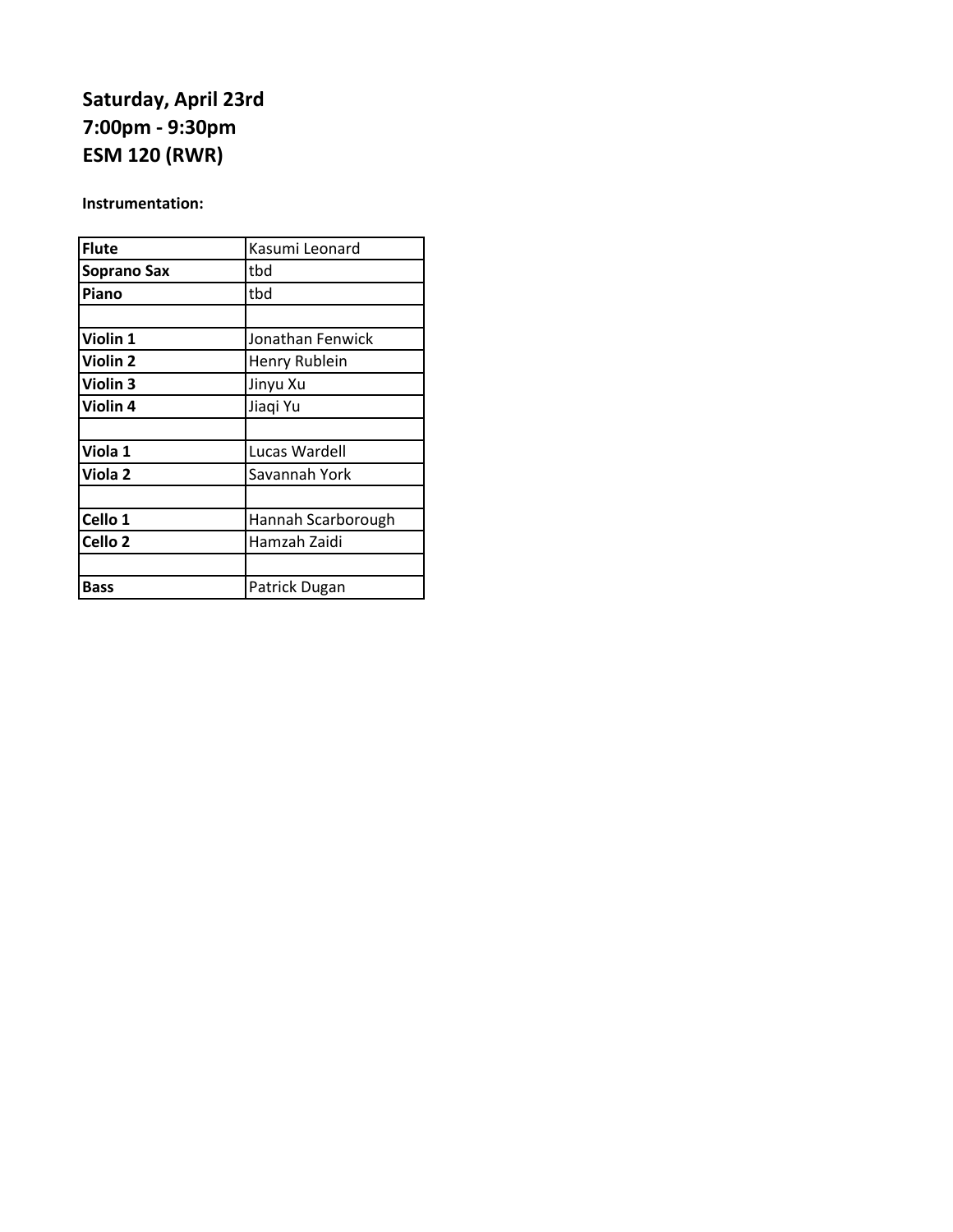**Saturday, April 23rd**
**7:00pm - 9:30pm**
**ESM 120 (RWR)**

**Instrumentation:**

| | |
|---|---|
| **Flute** | Kasumi Leonard |
| **Soprano Sax** | tbd |
| **Piano** | tbd |
| | |
| **Violin 1** | Jonathan Fenwick |
| **Violin 2** | Henry Rublein |
| **Violin 3** | Jinyu Xu |
| **Violin 4** | Jiaqi Yu |
| | |
| **Viola 1** | Lucas Wardell |
| **Viola 2** | Savannah York |
| | |
| **Cello 1** | Hannah Scarborough |
| **Cello 2** | Hamzah Zaidi |
| | |
| **Bass** | Patrick Dugan |